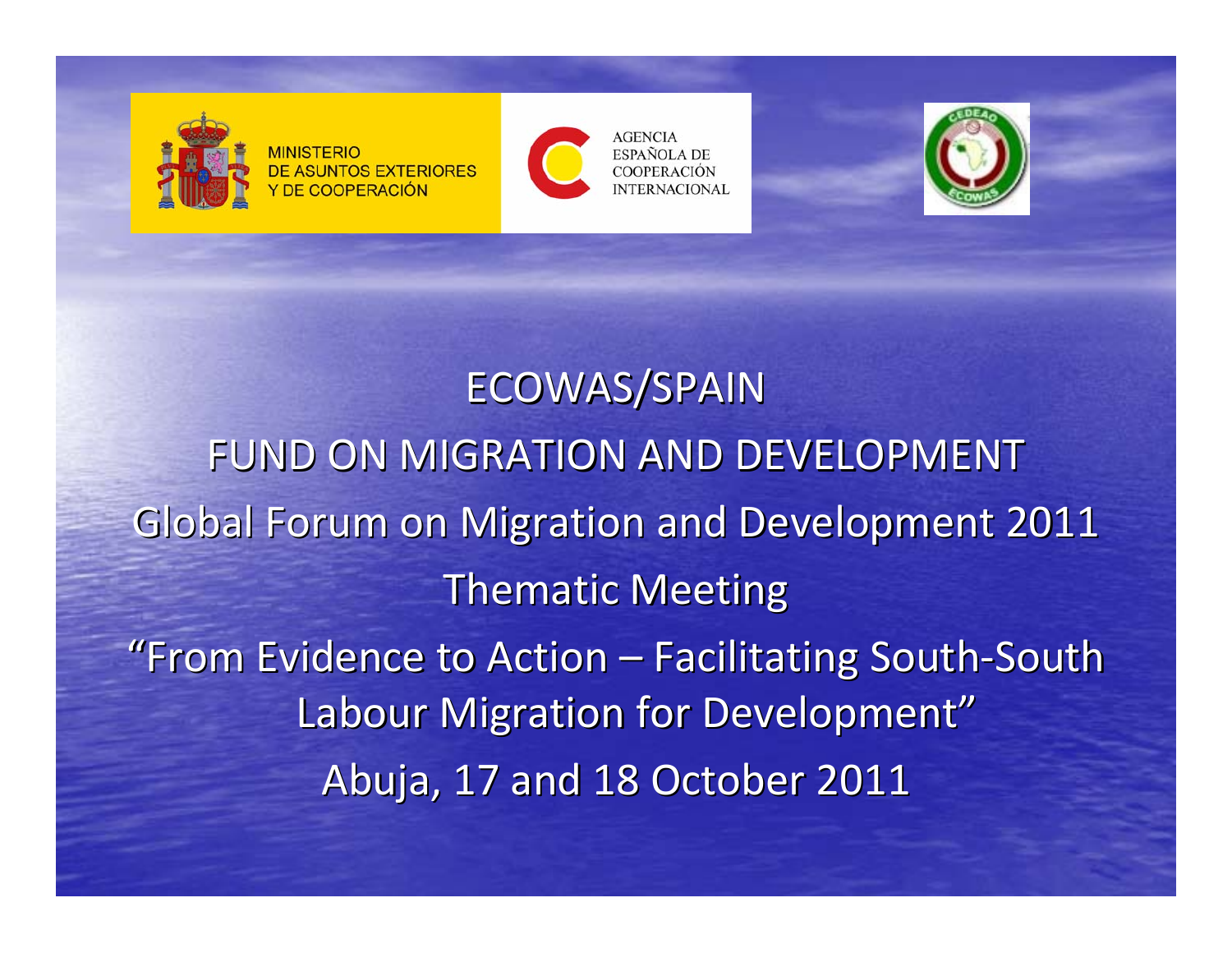MINISTERIO
DE ASUNTOS EXTERIORES
Y DE COOPERACIÓN

AGENCIA
ESPAÑOLA DE
COOPERACIÓN
INTERNACIONAL

# ECOWAS/SPAIN

# FUND ON MIGRATION AND DEVELOPMENT

## Global Forum on Migration and Development 2011

## Thematic Meeting

## "From Evidence to Action – Facilitating South-South Labour Migration for Development"

Abuja, 17 and 18 October 2011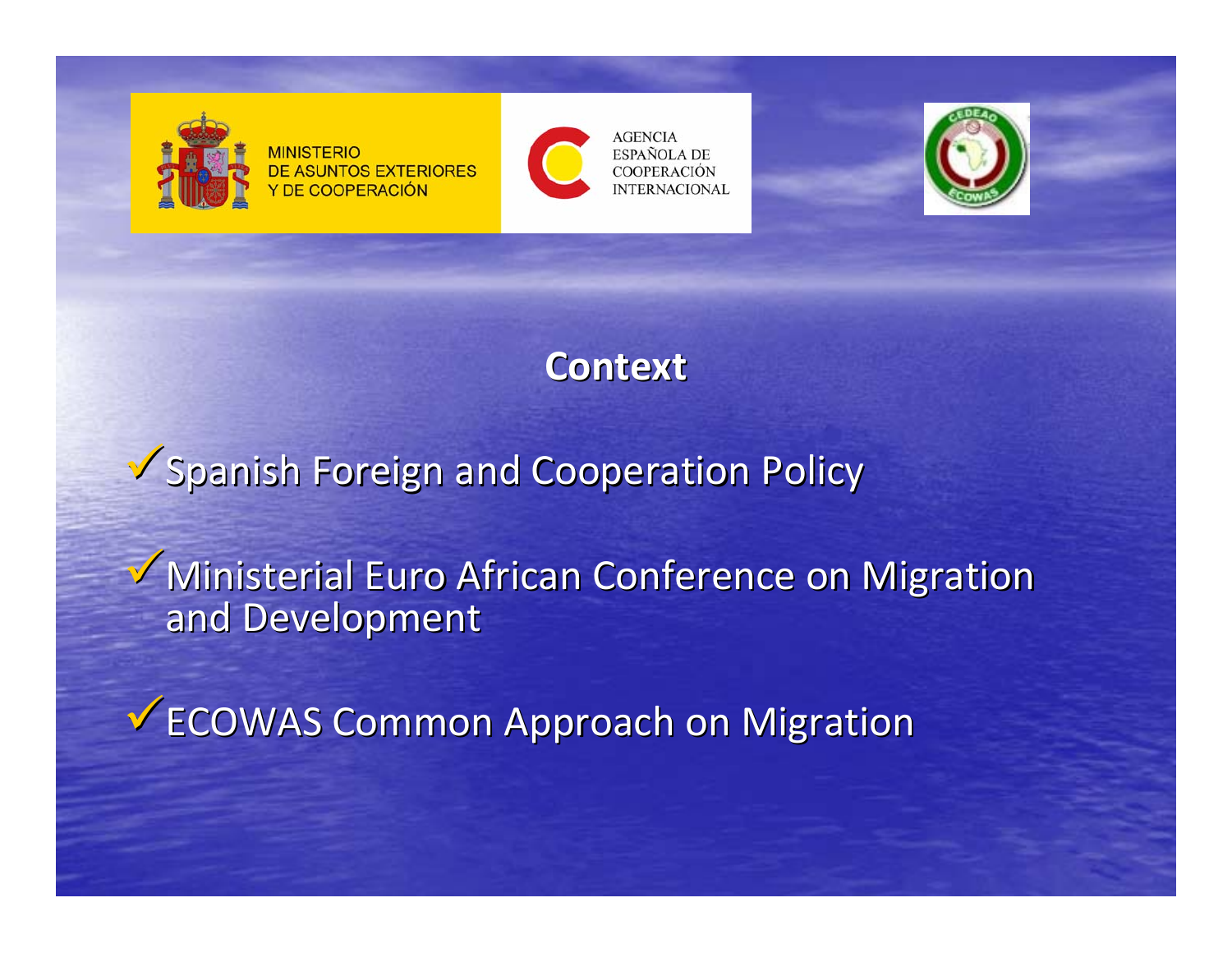MINISTERIO DE ASUNTOS EXTERIORES Y DE COOPERACIÓN

AGENCIA ESPAÑOLA DE COOPERACIÓN INTERNACIONAL

CEDEAO ECOWAS

# Context

- ✓ Spanish Foreign and Cooperation Policy
- ✓ Ministerial Euro African Conference on Migration and Development
- ✓ ECOWAS Common Approach on Migration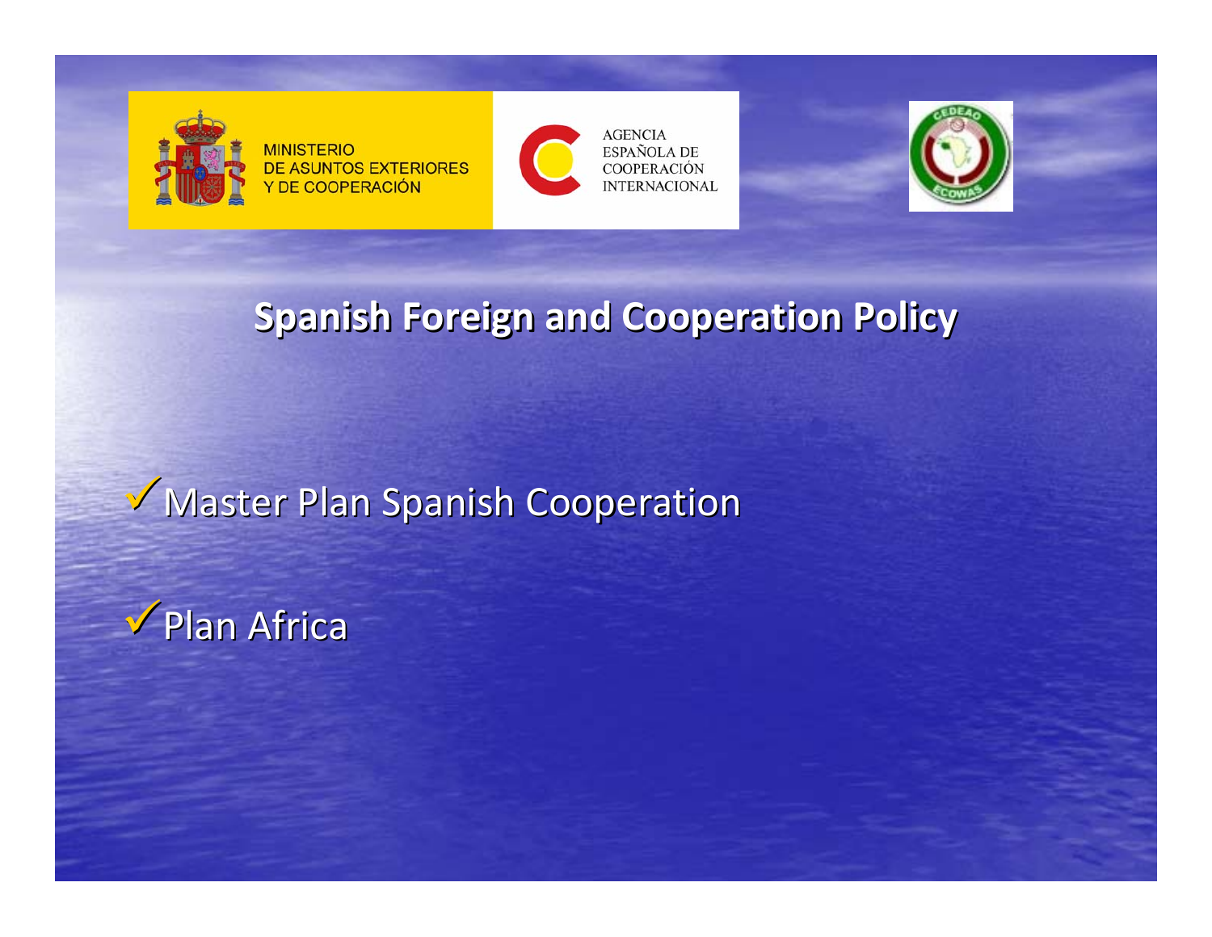MINISTERIO
DE ASUNTOS EXTERIORES
Y DE COOPERACIÓN

AGENCIA
ESPAÑOLA DE
COOPERACIÓN
INTERNACIONAL

# Spanish Foreign and Cooperation Policy

- Master Plan Spanish Cooperation
- Plan Africa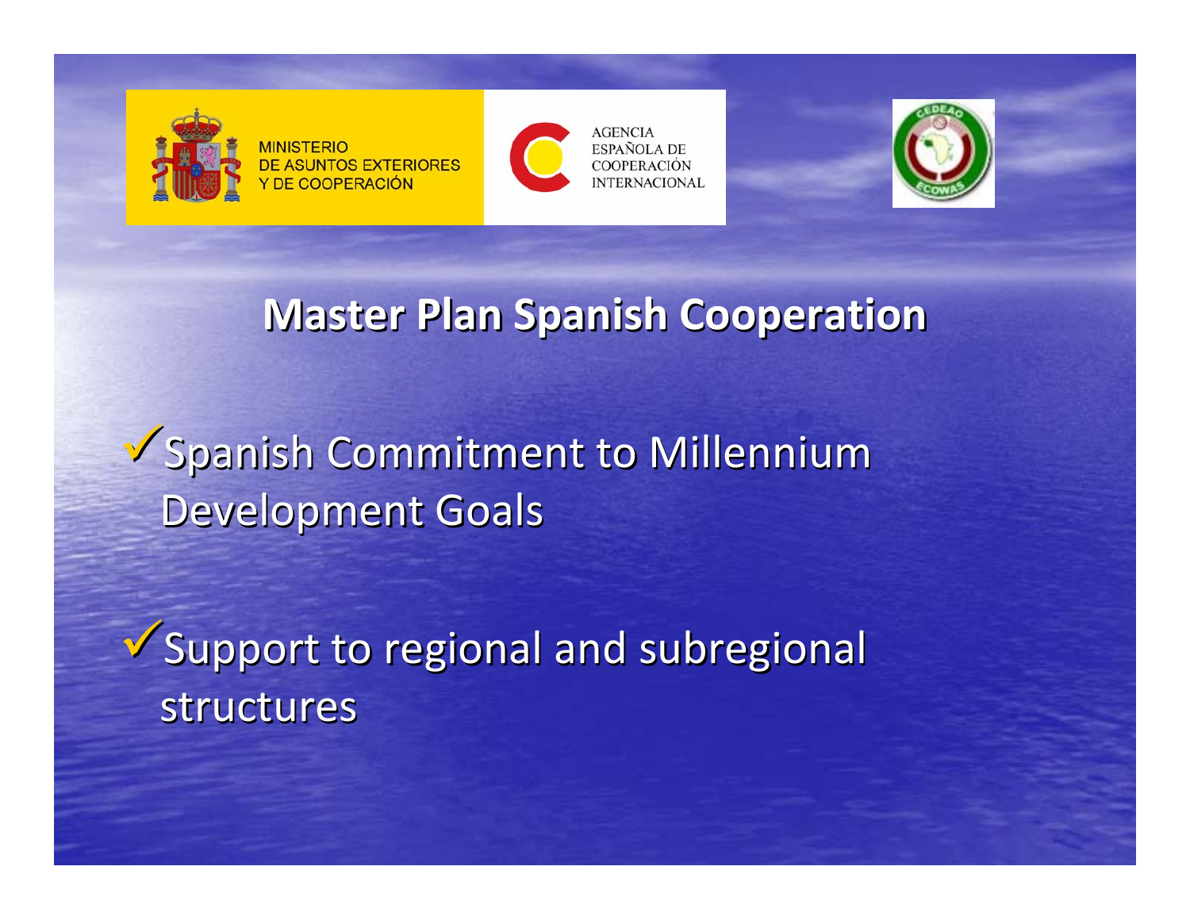MINISTERIO DE ASUNTOS EXTERIORES Y DE COOPERACIÓN

AGENCIA ESPAÑOLA DE COOPERACIÓN INTERNACIONAL

CEDEAO ECOWAS

# Master Plan Spanish Cooperation

- ✓ Spanish Commitment to Millennium Development Goals
- ✓ Support to regional and subregional structures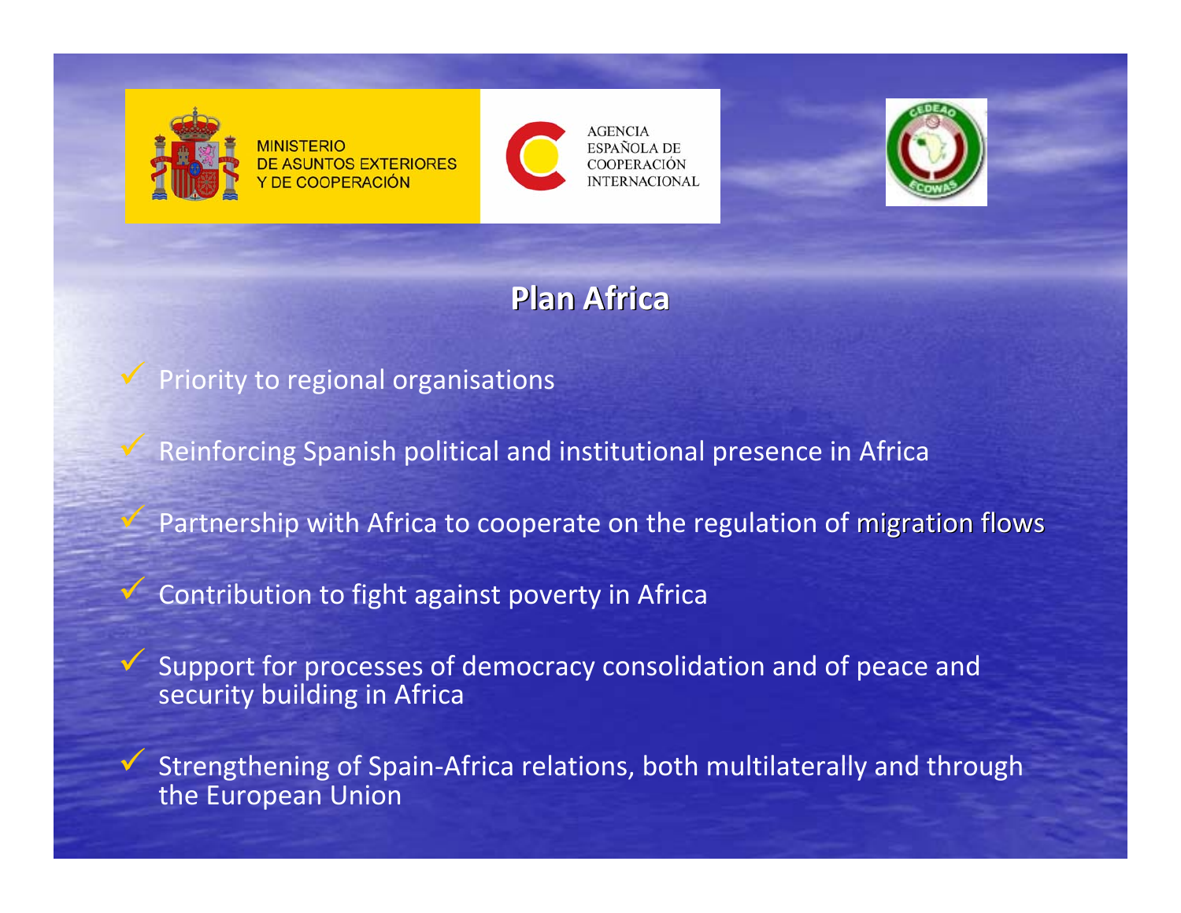MINISTERIO
DE ASUNTOS EXTERIORES
Y DE COOPERACIÓN

AGENCIA
ESPAÑOLA DE
COOPERACIÓN
INTERNACIONAL

## Plan Africa

- Priority to regional organisations
- Reinforcing Spanish political and institutional presence in Africa
- Partnership with Africa to cooperate on the regulation of migration flows
- Contribution to fight against poverty in Africa
- Support for processes of democracy consolidation and of peace and security building in Africa
- Strengthening of Spain-Africa relations, both multilaterally and through the European Union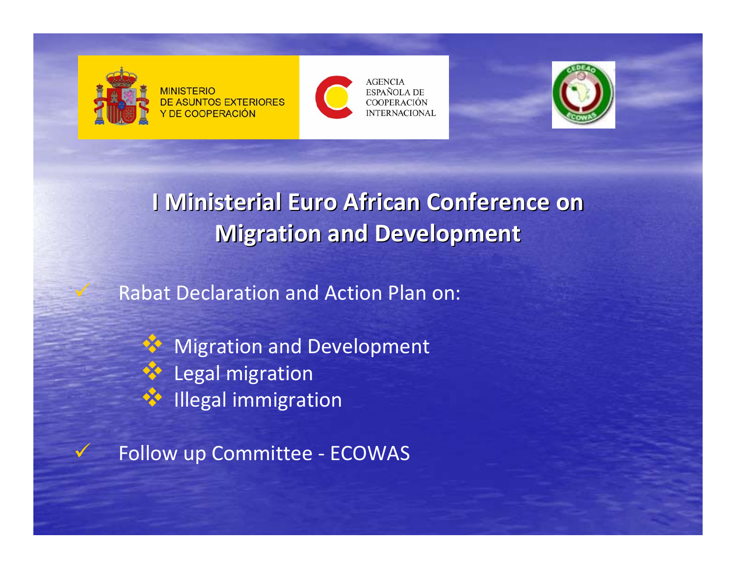MINISTERIO DE ASUNTOS EXTERIORES Y DE COOPERACIÓN

AGENCIA ESPAÑOLA DE COOPERACIÓN INTERNACIONAL

CEDEAO ECOWAS

# I Ministerial Euro African Conference on Migration and Development

- Rabat Declaration and Action Plan on:
  - Migration and Development
  - Legal migration
  - Illegal immigration
- Follow up Committee - ECOWAS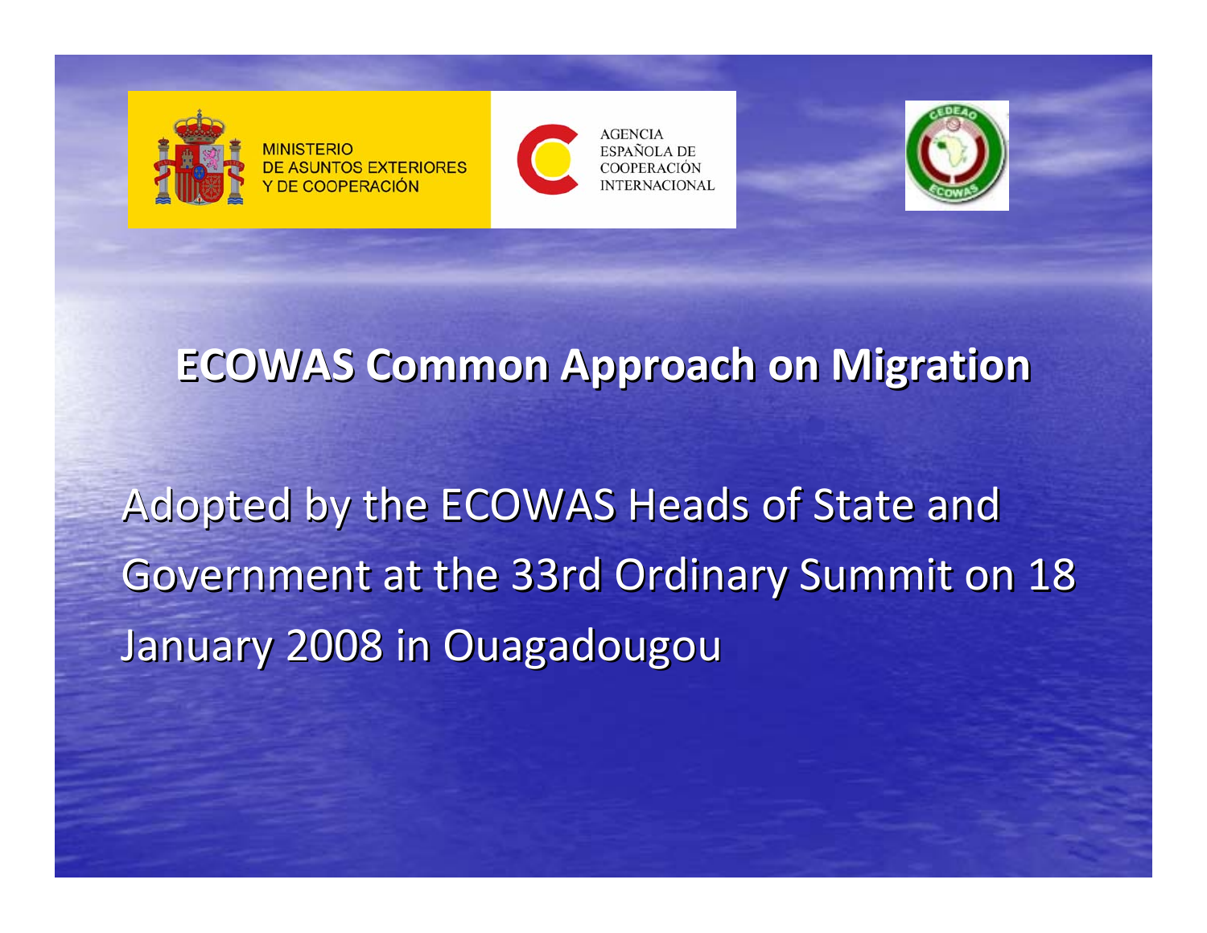MINISTERIO DE ASUNTOS EXTERIORES Y DE COOPERACIÓN

AGENCIA ESPAÑOLA DE COOPERACIÓN INTERNACIONAL

# ECOWAS Common Approach on Migration

Adopted by the ECOWAS Heads of State and Government at the 33rd Ordinary Summit on 18 January 2008 in Ouagadougou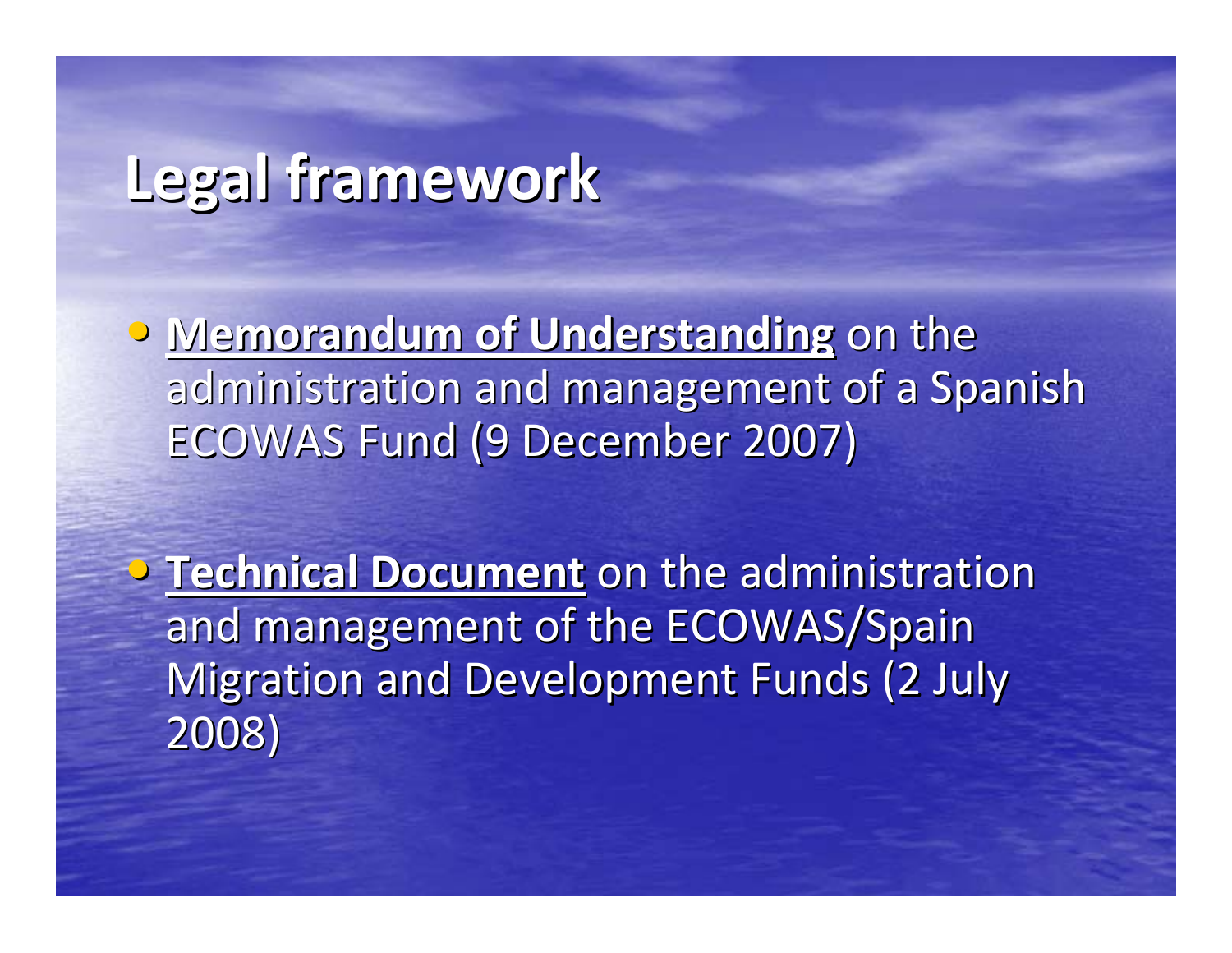# Legal framework

- **Memorandum of Understanding** on the administration and management of a Spanish ECOWAS Fund (9 December 2007)

- **Technical Document** on the administration and management of the ECOWAS/Spain Migration and Development Funds (2 July 2008)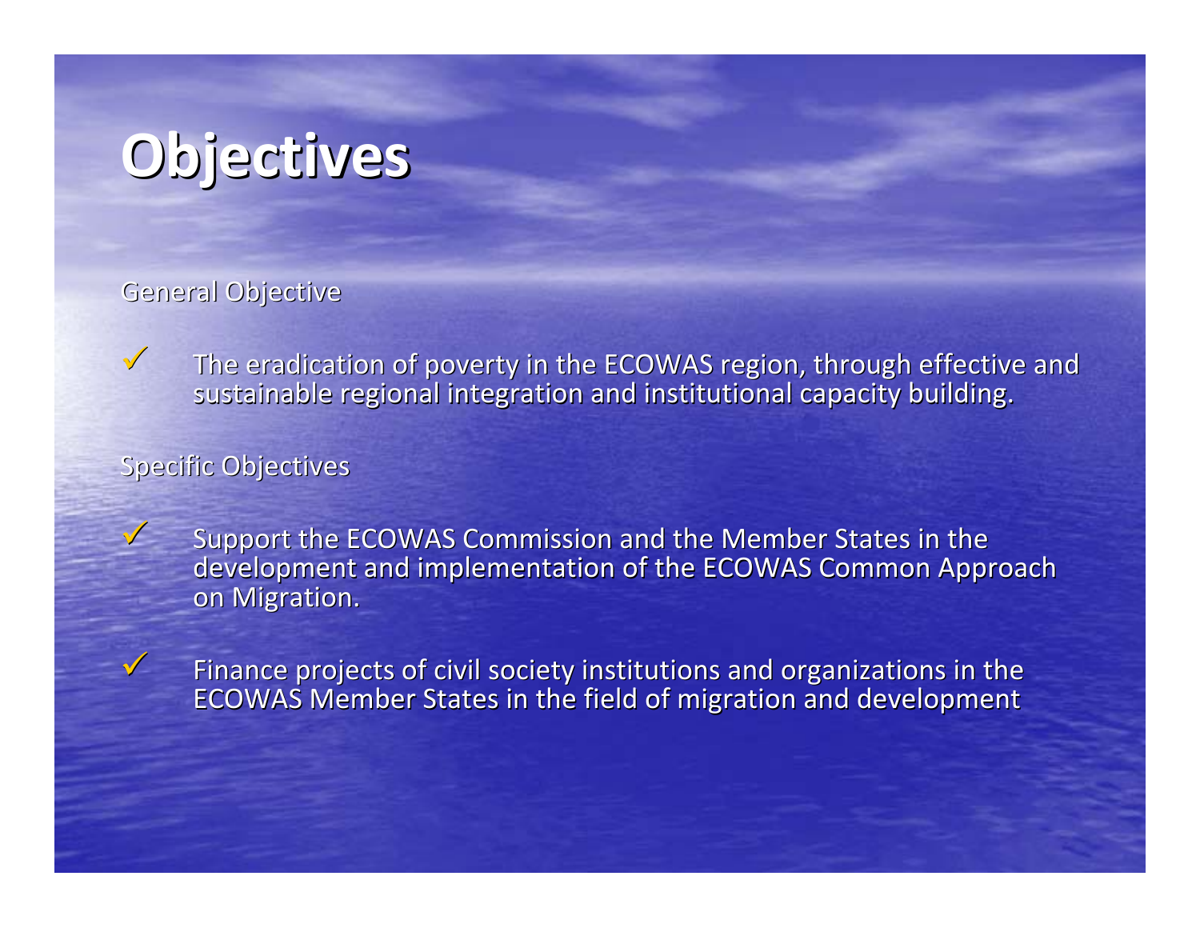# Objectives

General Objective

- The eradication of poverty in the ECOWAS region, through effective and sustainable regional integration and institutional capacity building.

Specific Objectives

- Support the ECOWAS Commission and the Member States in the development and implementation of the ECOWAS Common Approach on Migration.

- Finance projects of civil society institutions and organizations in the ECOWAS Member States in the field of migration and development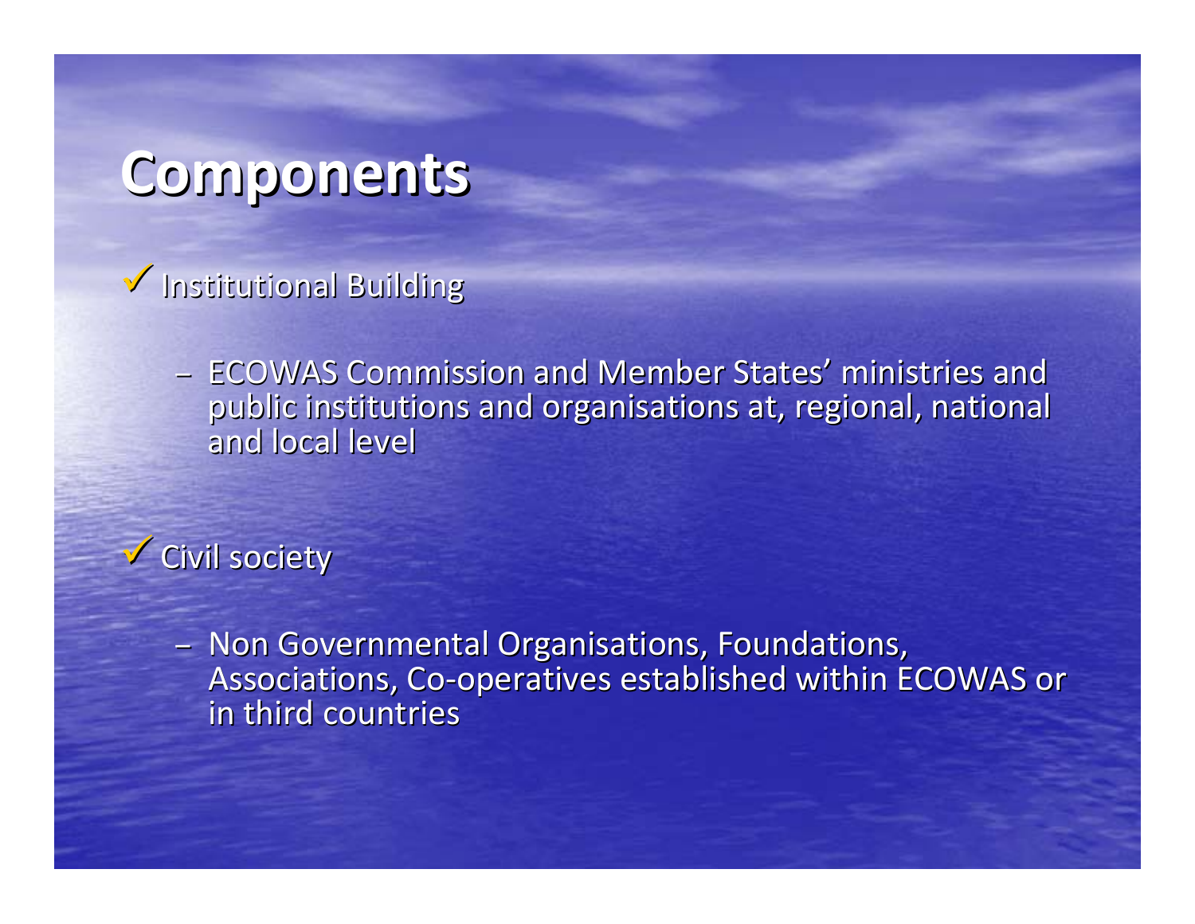# Components

- ✓ Institutional Building
  - ECOWAS Commission and Member States' ministries and public institutions and organisations at, regional, national and local level

- ✓ Civil society
  - Non Governmental Organisations, Foundations, Associations, Co-operatives established within ECOWAS or in third countries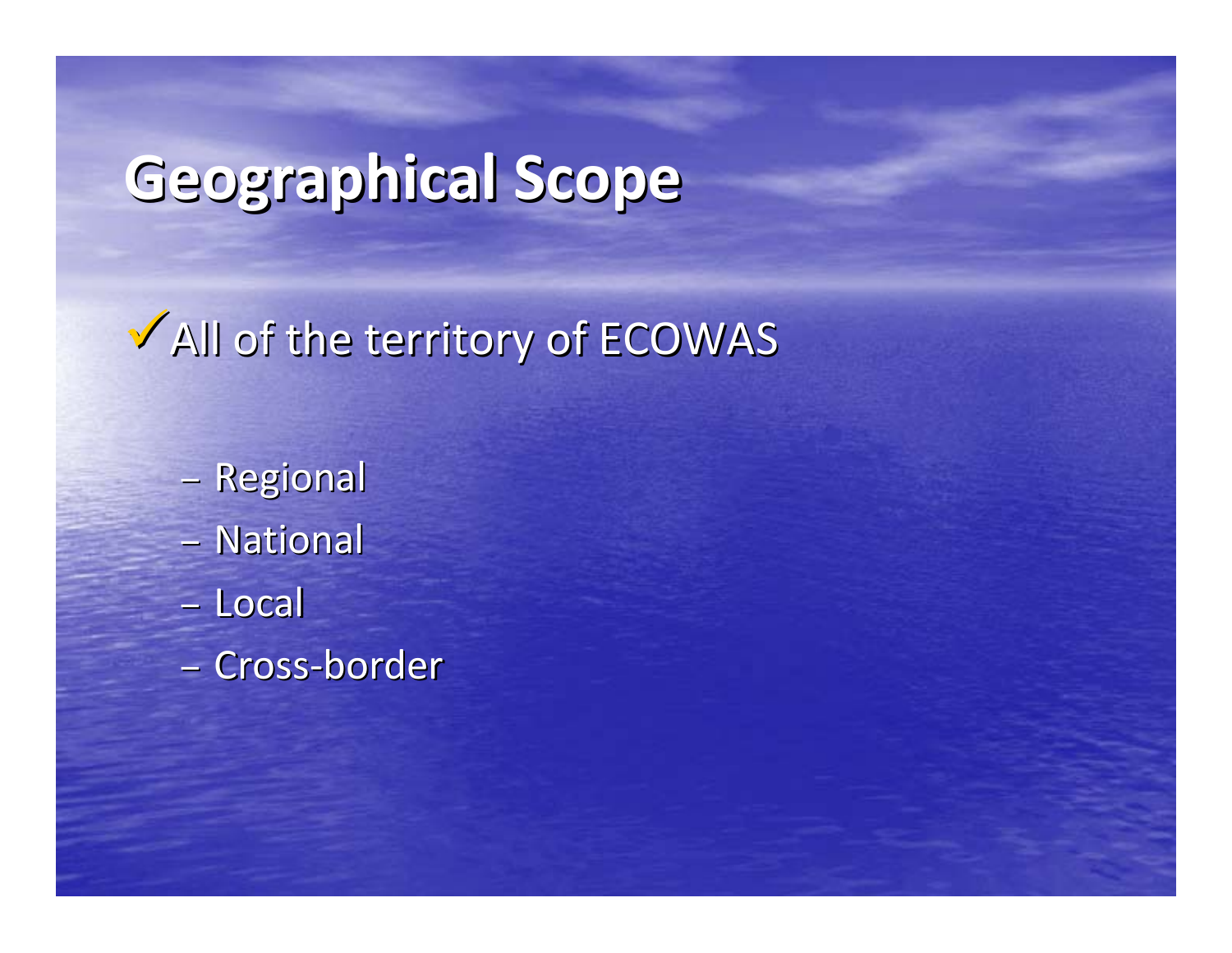# Geographical Scope

- ✓ All of the territory of ECOWAS
  - Regional
  - National
  - Local
  - Cross-border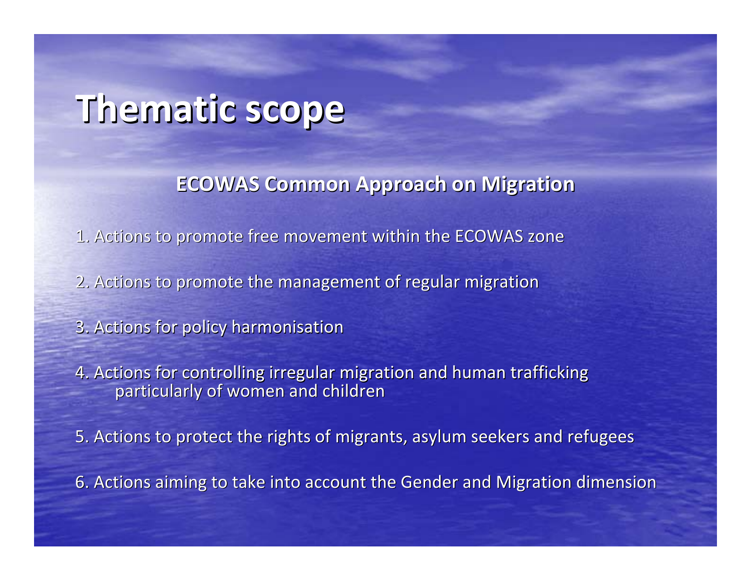# Thematic scope

## ECOWAS Common Approach on Migration

1. Actions to promote free movement within the ECOWAS zone

2. Actions to promote the management of regular migration

3. Actions for policy harmonisation

4. Actions for controlling irregular migration and human trafficking particularly of women and children

5. Actions to protect the rights of migrants, asylum seekers and refugees

6. Actions aiming to take into account the Gender and Migration dimension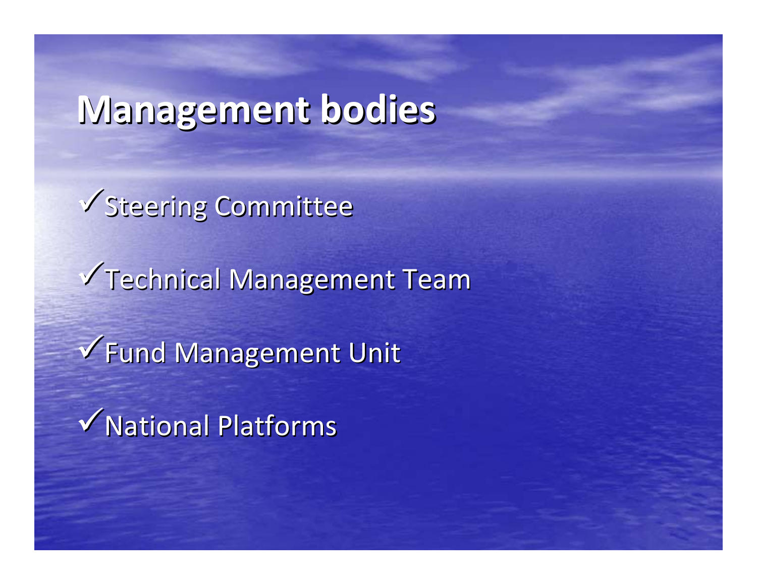# Management bodies

- ✓Steering Committee
- ✓Technical Management Team
- ✓Fund Management Unit
- ✓National Platforms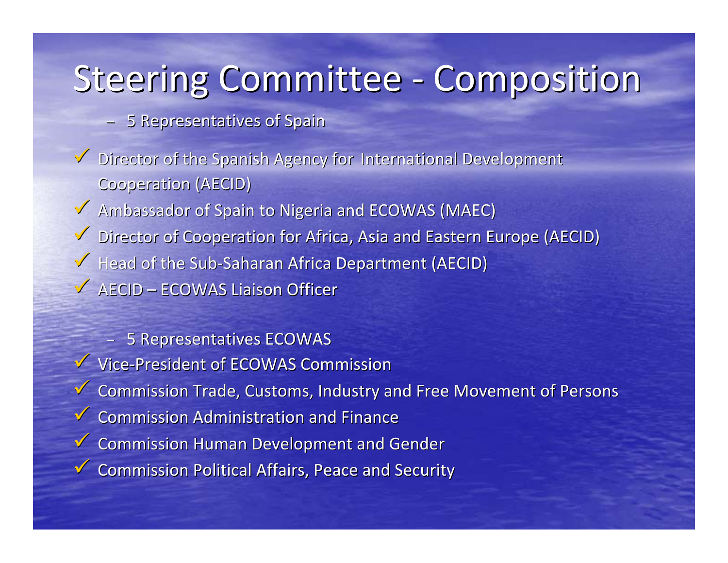# Steering Committee - Composition

- 5 Representatives of Spain

- ✓ Director of the Spanish Agency for International Development Cooperation (AECID)
- ✓ Ambassador of Spain to Nigeria and ECOWAS (MAEC)
- ✓ Director of Cooperation for Africa, Asia and Eastern Europe (AECID)
- ✓ Head of the Sub-Saharan Africa Department (AECID)
- ✓ AECID – ECOWAS Liaison Officer

- 5 Representatives ECOWAS

- ✓ Vice-President of ECOWAS Commission
- ✓ Commission Trade, Customs, Industry and Free Movement of Persons
- ✓ Commission Administration and Finance
- ✓ Commission Human Development and Gender
- ✓ Commission Political Affairs, Peace and Security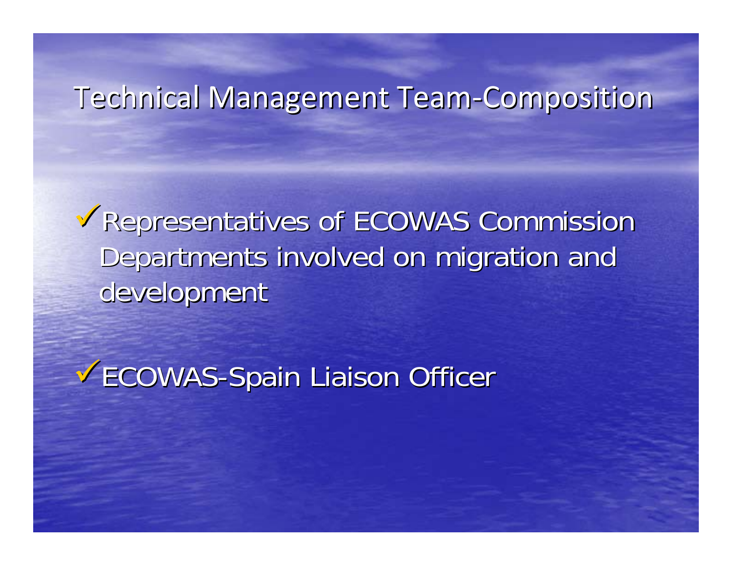# Technical Management Team-Composition

- Representatives of ECOWAS Commission Departments involved on migration and development
- ECOWAS-Spain Liaison Officer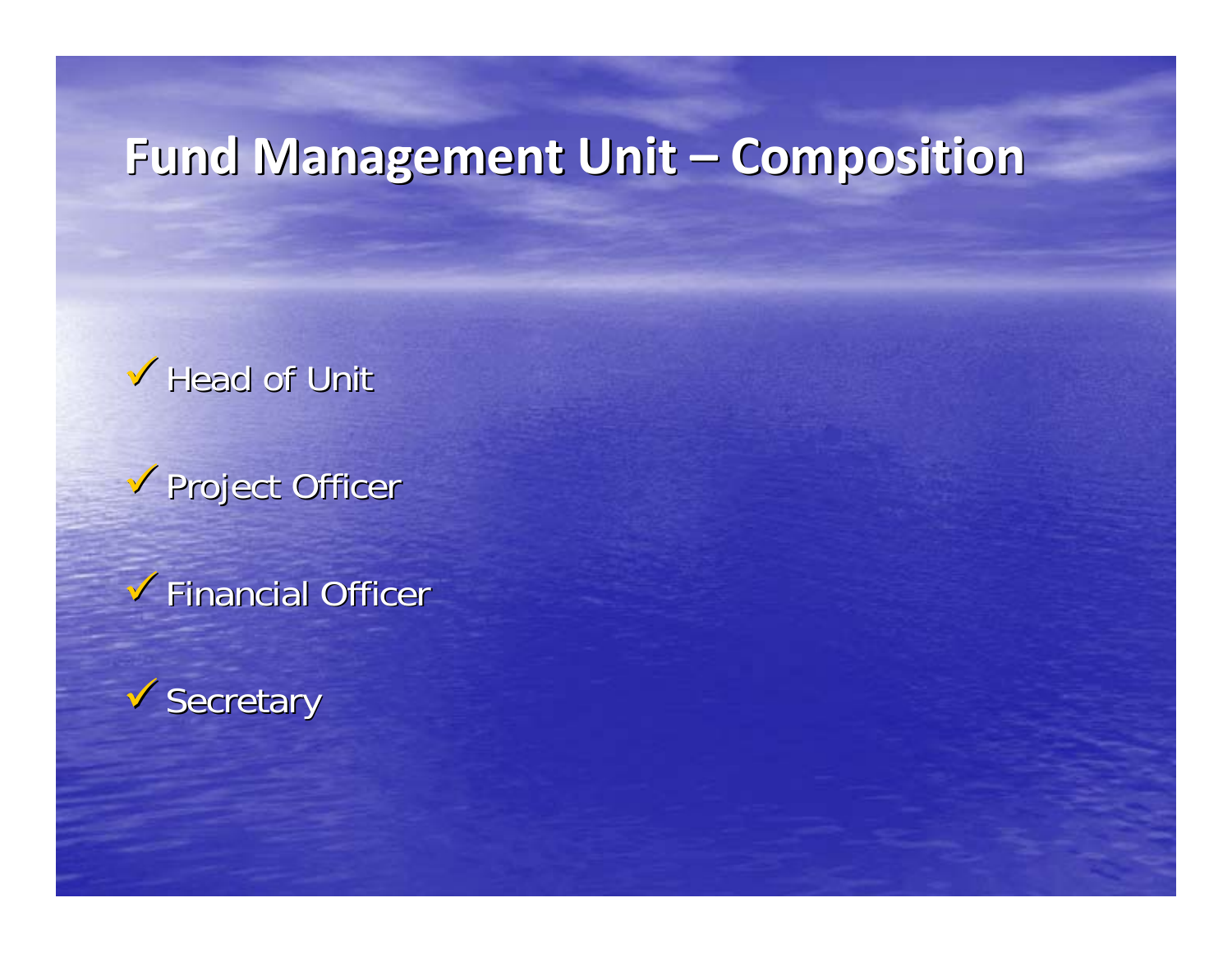# Fund Management Unit – Composition

- ✓ Head of Unit
- ✓ Project Officer
- ✓ Financial Officer
- ✓ Secretary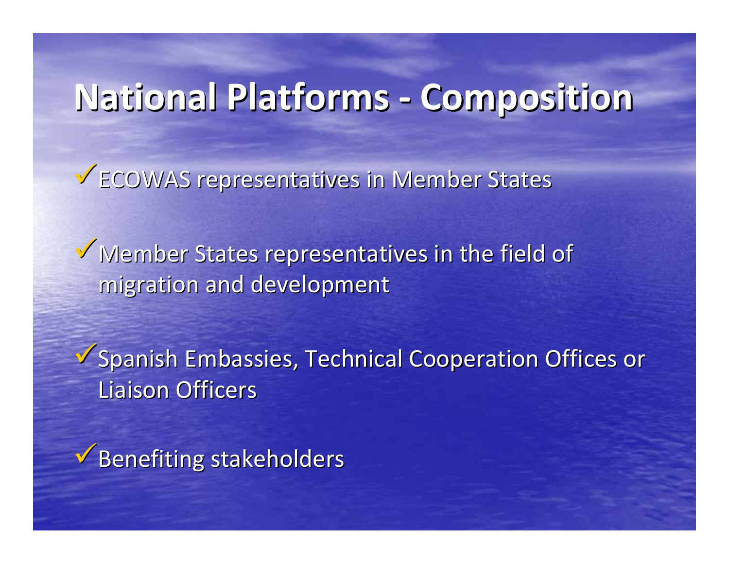# National Platforms - Composition

- ECOWAS representatives in Member States
- Member States representatives in the field of migration and development
- Spanish Embassies, Technical Cooperation Offices or Liaison Officers
- Benefiting stakeholders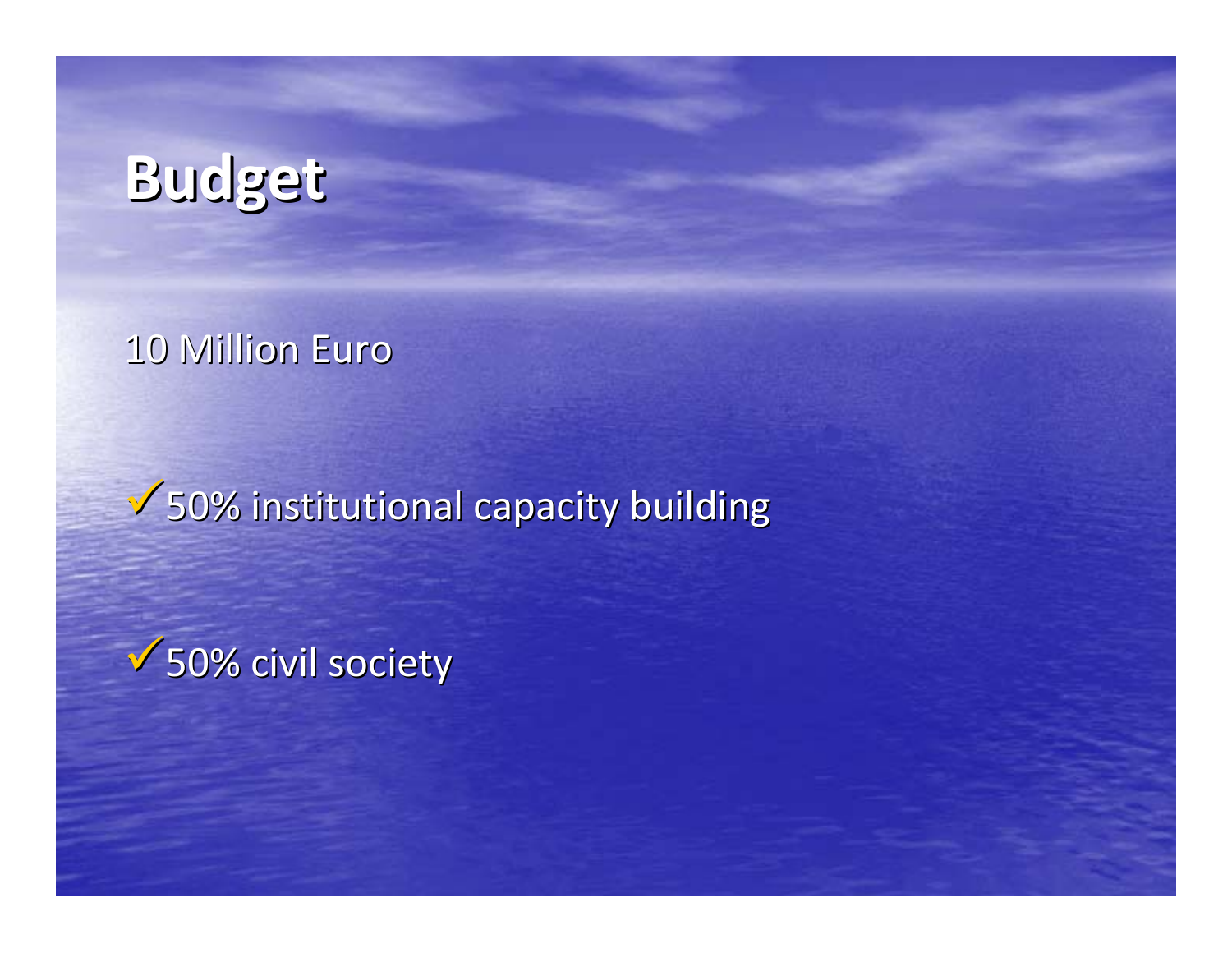# Budget

10 Million Euro

- ✓ 50% institutional capacity building
- ✓ 50% civil society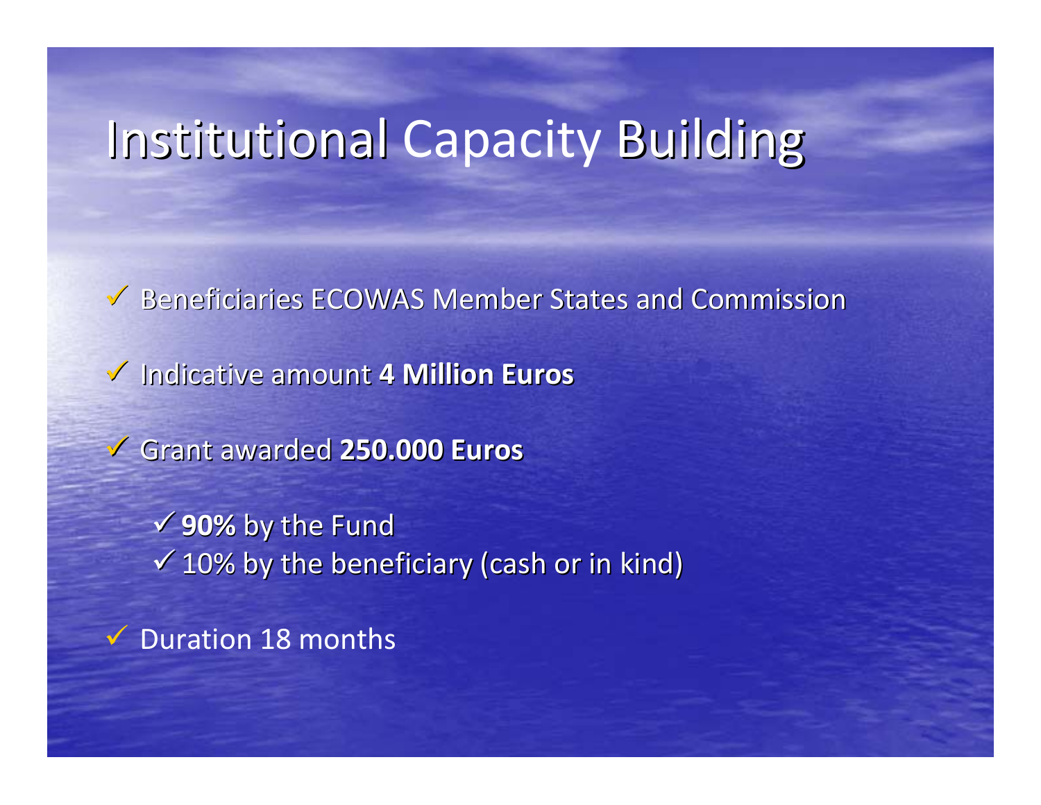# Institutional Capacity Building

- Beneficiaries ECOWAS Member States and Commission
- Indicative amount **4 Million Euros**
- Grant awarded **250.000 Euros**
  - **90%** by the Fund
  - 10% by the beneficiary (cash or in kind)
- Duration 18 months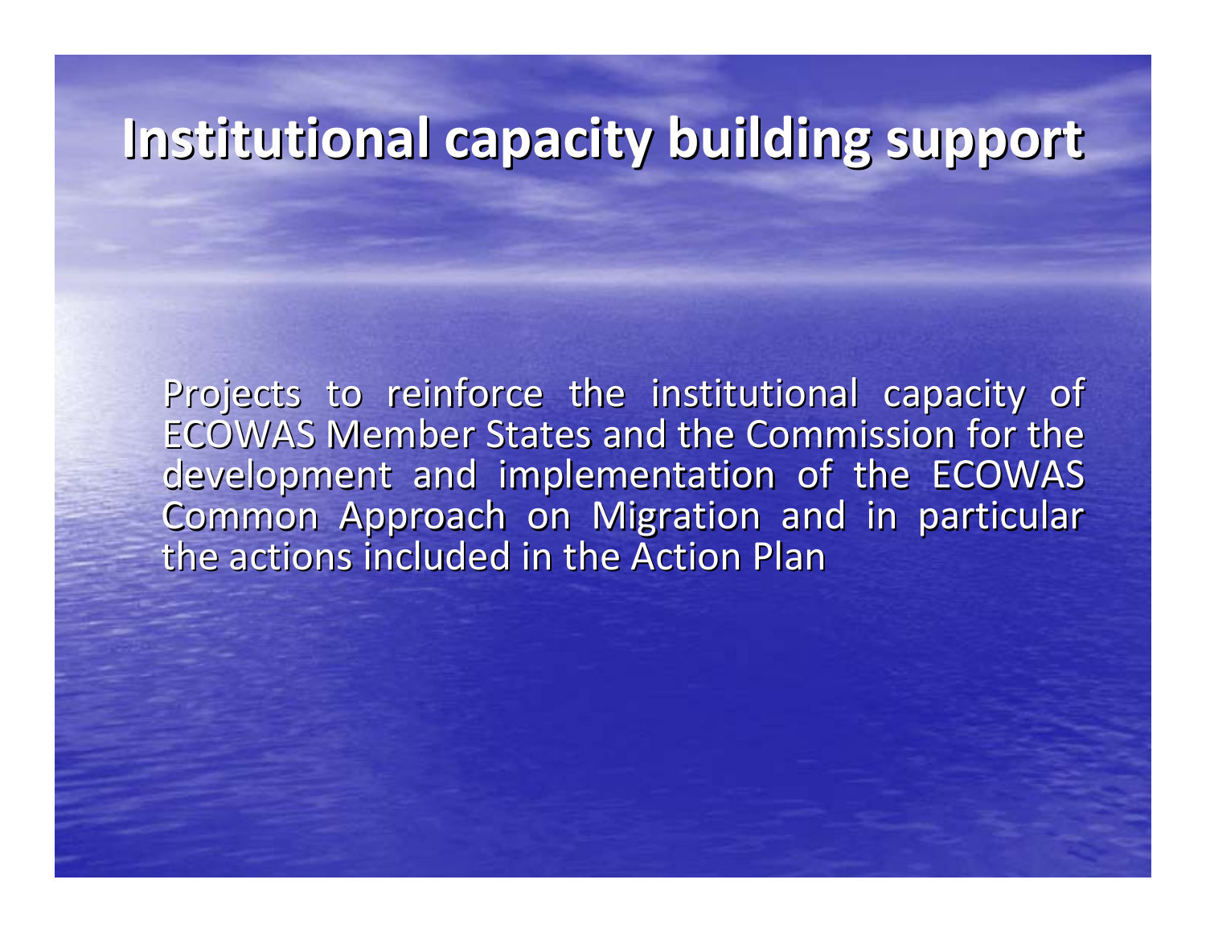# Institutional capacity building support

Projects to reinforce the institutional capacity of ECOWAS Member States and the Commission for the development and implementation of the ECOWAS Common Approach on Migration and in particular the actions included in the Action Plan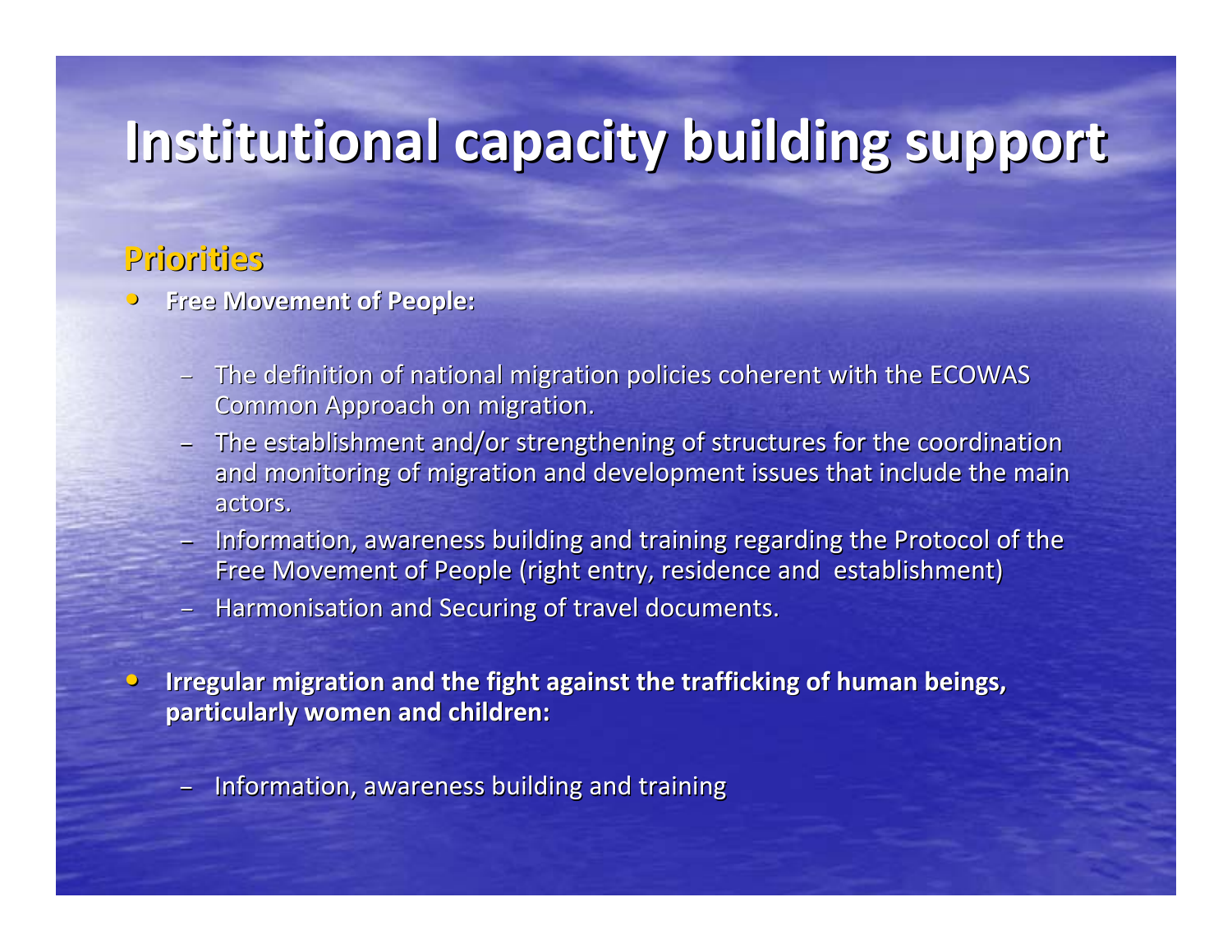# Institutional capacity building support

## Priorities

- **Free Movement of People:**
  - The definition of national migration policies coherent with the ECOWAS Common Approach on migration.
  - The establishment and/or strengthening of structures for the coordination and monitoring of migration and development issues that include the main actors.
  - Information, awareness building and training regarding the Protocol of the Free Movement of People (right entry, residence and establishment)
  - Harmonisation and Securing of travel documents.
- **Irregular migration and the fight against the trafficking of human beings, particularly women and children:**
  - Information, awareness building and training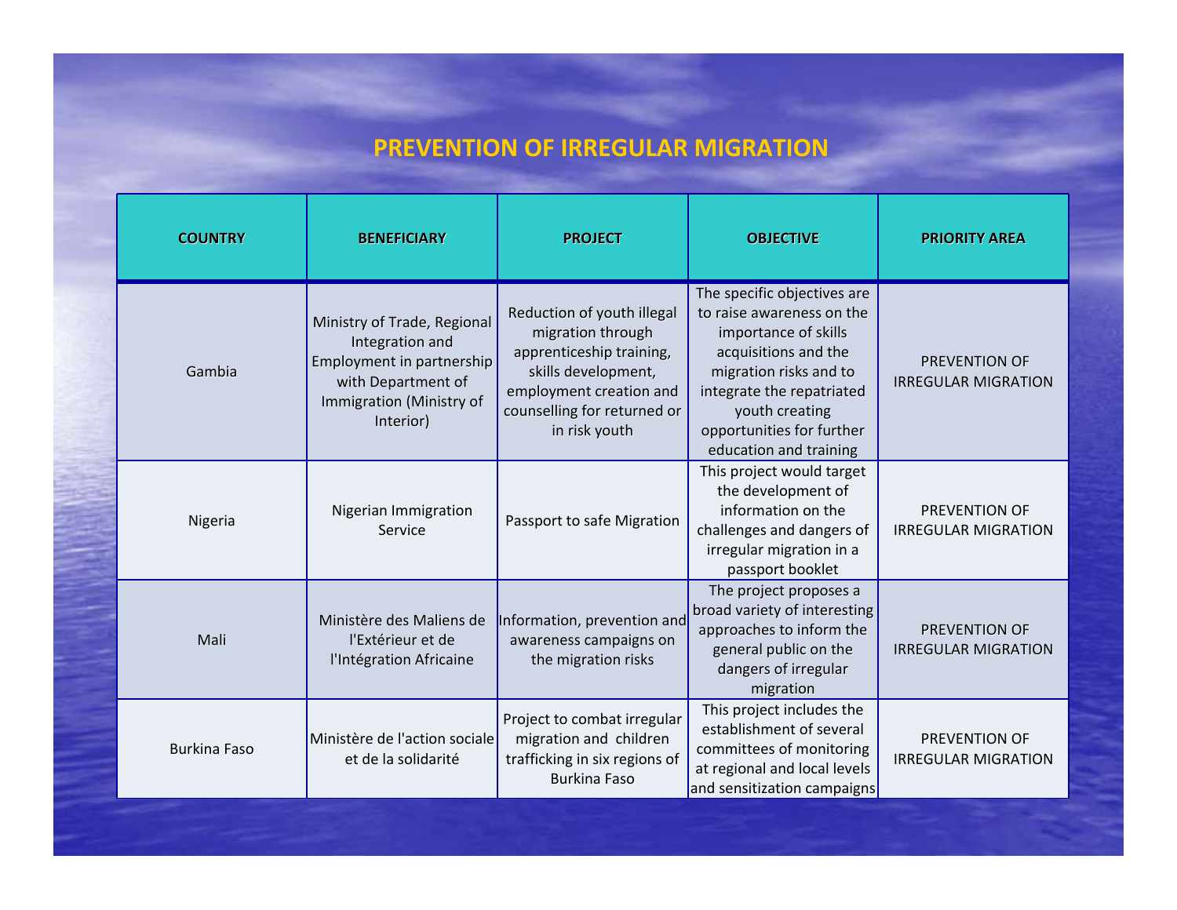# PREVENTION OF IRREGULAR MIGRATION

| COUNTRY | BENEFICIARY | PROJECT | OBJECTIVE | PRIORITY AREA |
|---|---|---|---|---|
| Gambia | Ministry of Trade, Regional Integration and Employment in partnership with Department of Immigration (Ministry of Interior) | Reduction of youth illegal migration through apprenticeship training, skills development, employment creation and counselling for returned or in risk youth | The specific objectives are to raise awareness on the importance of skills acquisitions and the migration risks and to integrate the repatriated youth creating opportunities for further education and training | PREVENTION OF IRREGULAR MIGRATION |
| Nigeria | Nigerian Immigration Service | Passport to safe Migration | This project would target the development of information on the challenges and dangers of irregular migration in a passport booklet | PREVENTION OF IRREGULAR MIGRATION |
| Mali | Ministère des Maliens de l'Extérieur et de l'Intégration Africaine | Information, prevention and awareness campaigns on the migration risks | The project proposes a broad variety of interesting approaches to inform the general public on the dangers of irregular migration | PREVENTION OF IRREGULAR MIGRATION |
| Burkina Faso | Ministère de l'action sociale et de la solidarité | Project to combat irregular migration and children trafficking in six regions of Burkina Faso | This project includes the establishment of several committees of monitoring at regional and local levels and sensitization campaigns | PREVENTION OF IRREGULAR MIGRATION |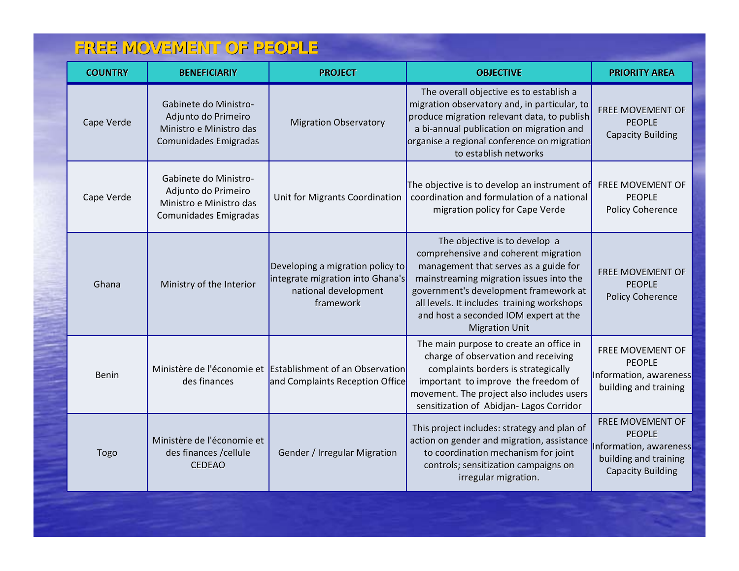# FREE MOVEMENT OF PEOPLE

| COUNTRY | BENEFICIARIY | PROJECT | OBJECTIVE | PRIORITY AREA |
|---|---|---|---|---|
| Cape Verde | Gabinete do Ministro-Adjunto do Primeiro Ministro e Ministro das Comunidades Emigradas | Migration Observatory | The overall objective es to establish a migration observatory and, in particular, to produce migration relevant data, to publish a bi-annual publication on migration and organise a regional conference on migration to establish networks | FREE MOVEMENT OF PEOPLE Capacity Building |
| Cape Verde | Gabinete do Ministro-Adjunto do Primeiro Ministro e Ministro das Comunidades Emigradas | Unit for Migrants Coordination | The objective is to develop an instrument of coordination and formulation of a national migration policy for Cape Verde | FREE MOVEMENT OF PEOPLE Policy Coherence |
| Ghana | Ministry of the Interior | Developing a migration policy to integrate migration into Ghana's national development framework | The objective is to develop a comprehensive and coherent migration management that serves as a guide for mainstreaming migration issues into the government's development framework at all levels. It includes training workshops and host a seconded IOM expert at the Migration Unit | FREE MOVEMENT OF PEOPLE Policy Coherence |
| Benin | Ministère de l'économie et des finances | Establishment of an Observation and Complaints Reception Office | The main purpose to create an office in charge of observation and receiving complaints borders is strategically important to improve the freedom of movement. The project also includes users sensitization of Abidjan- Lagos Corridor | FREE MOVEMENT OF PEOPLE Information, awareness building and training |
| Togo | Ministère de l'économie et des finances /cellule CEDEAO | Gender / Irregular Migration | This project includes: strategy and plan of action on gender and migration, assistance to coordination mechanism for joint controls; sensitization campaigns on irregular migration. | FREE MOVEMENT OF PEOPLE Information, awareness building and training Capacity Building |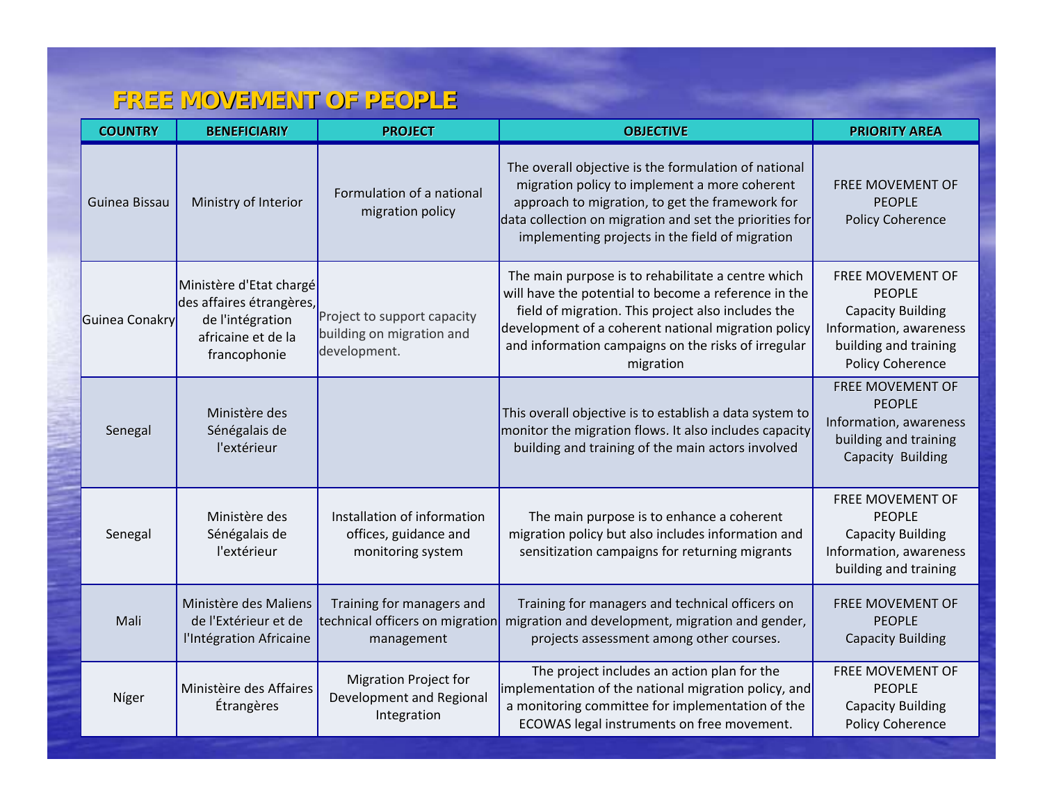# FREE MOVEMENT OF PEOPLE

| COUNTRY | BENEFICIARIY | PROJECT | OBJECTIVE | PRIORITY AREA |
|---|---|---|---|---|
| Guinea Bissau | Ministry of Interior | Formulation of a national migration policy | The overall objective is the formulation of national migration policy to implement a more coherent approach to migration, to get the framework for data collection on migration and set the priorities for implementing projects in the field of migration | FREE MOVEMENT OF PEOPLE<br>Policy Coherence |
| Guinea Conakry | Ministère d'Etat chargé des affaires étrangères, de l'intégration africaine et de la francophonie | Project to support capacity building on migration and development. | The main purpose is to rehabilitate a centre which will have the potential to become a reference in the field of migration. This project also includes the development of a coherent national migration policy and information campaigns on the risks of irregular migration | FREE MOVEMENT OF PEOPLE<br>Capacity Building<br>Information, awareness building and training<br>Policy Coherence |
| Senegal | Ministère des Sénégalais de l'extérieur | | This overall objective is to establish a data system to monitor the migration flows. It also includes capacity building and training of the main actors involved | FREE MOVEMENT OF PEOPLE<br>Information, awareness building and training<br>Capacity Building |
| Senegal | Ministère des Sénégalais de l'extérieur | Installation of information offices, guidance and monitoring system | The main purpose is to enhance a coherent migration policy but also includes information and sensitization campaigns for returning migrants | FREE MOVEMENT OF PEOPLE<br>Capacity Building<br>Information, awareness building and training |
| Mali | Ministère des Maliens de l'Extérieur et de l'Intégration Africaine | Training for managers and technical officers on migration management | Training for managers and technical officers on migration and development, migration and gender, projects assessment among other courses. | FREE MOVEMENT OF PEOPLE<br>Capacity Building |
| Níger | Ministèire des Affaires Étrangères | Migration Project for Development and Regional Integration | The project includes an action plan for the implementation of the national migration policy, and a monitoring committee for implementation of the ECOWAS legal instruments on free movement. | FREE MOVEMENT OF PEOPLE<br>Capacity Building<br>Policy Coherence |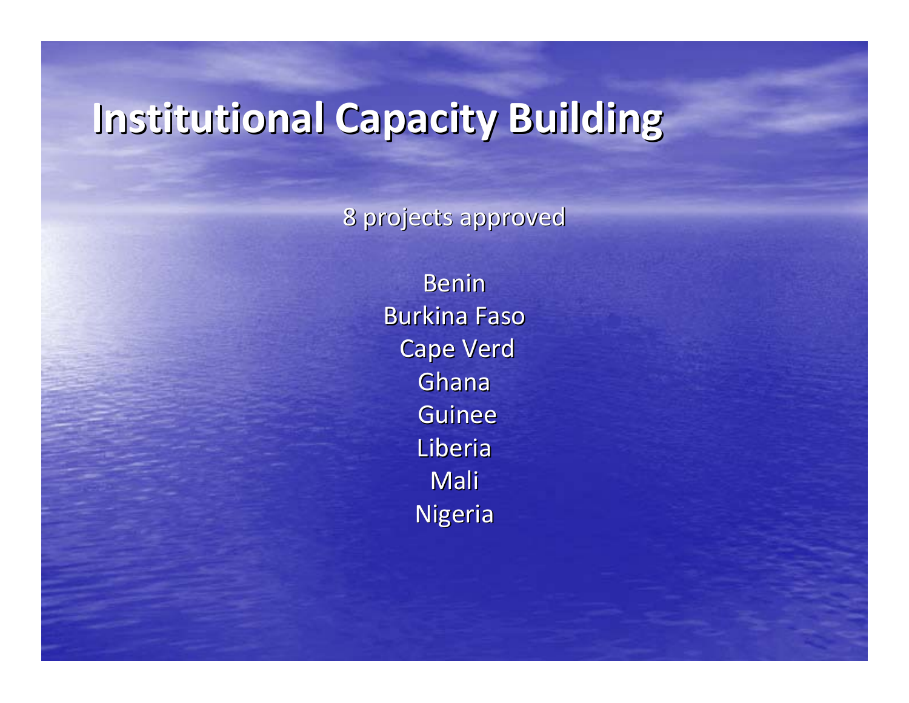# Institutional Capacity Building

8 projects approved

Benin
Burkina Faso
Cape Verd
Ghana
Guinee
Liberia
Mali
Nigeria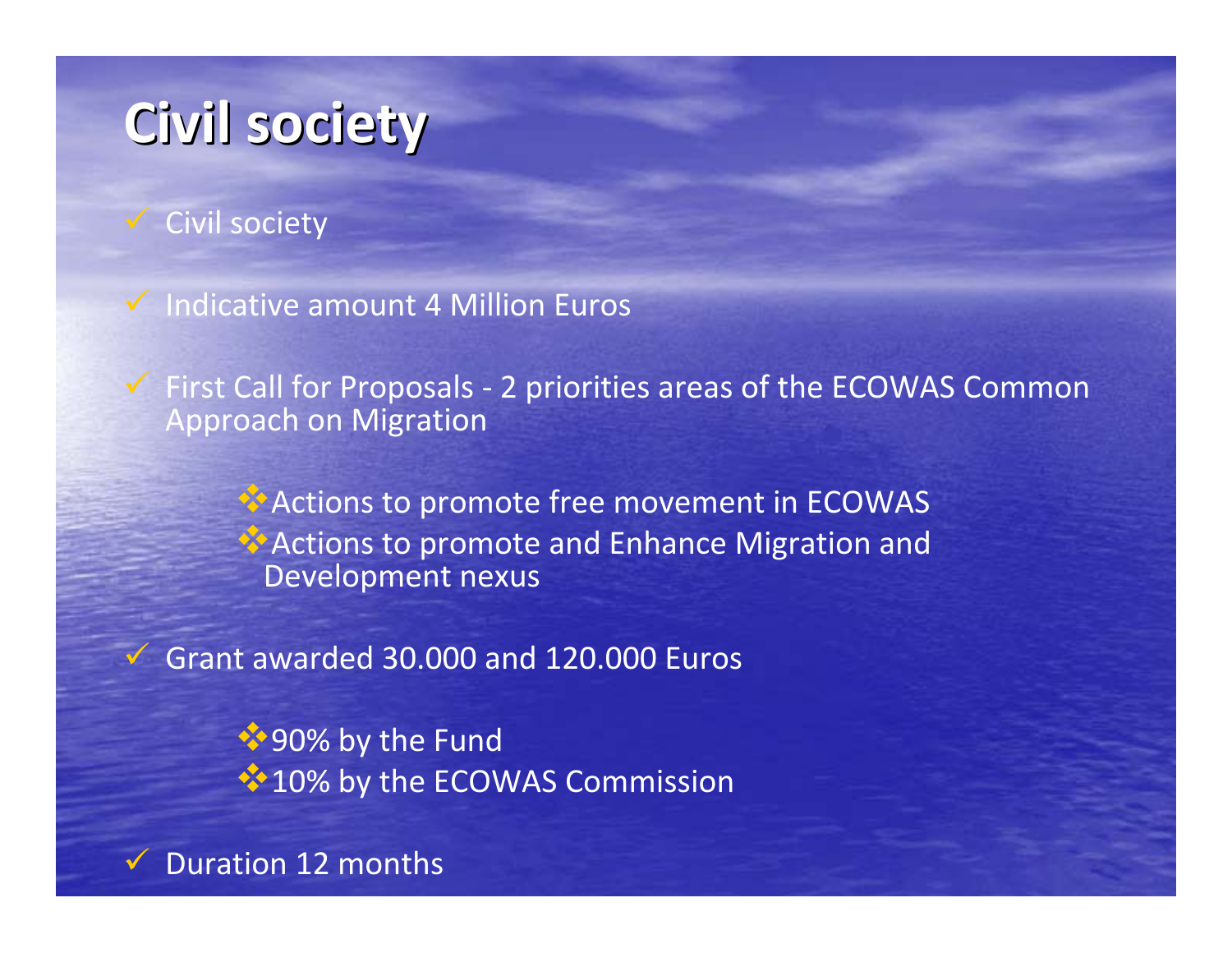# Civil society

- Civil society
- Indicative amount 4 Million Euros
- First Call for Proposals - 2 priorities areas of the ECOWAS Common Approach on Migration
    - Actions to promote free movement in ECOWAS
    - Actions to promote and Enhance Migration and Development nexus
- Grant awarded 30.000 and 120.000 Euros
    - 90% by the Fund
    - 10% by the ECOWAS Commission
- Duration 12 months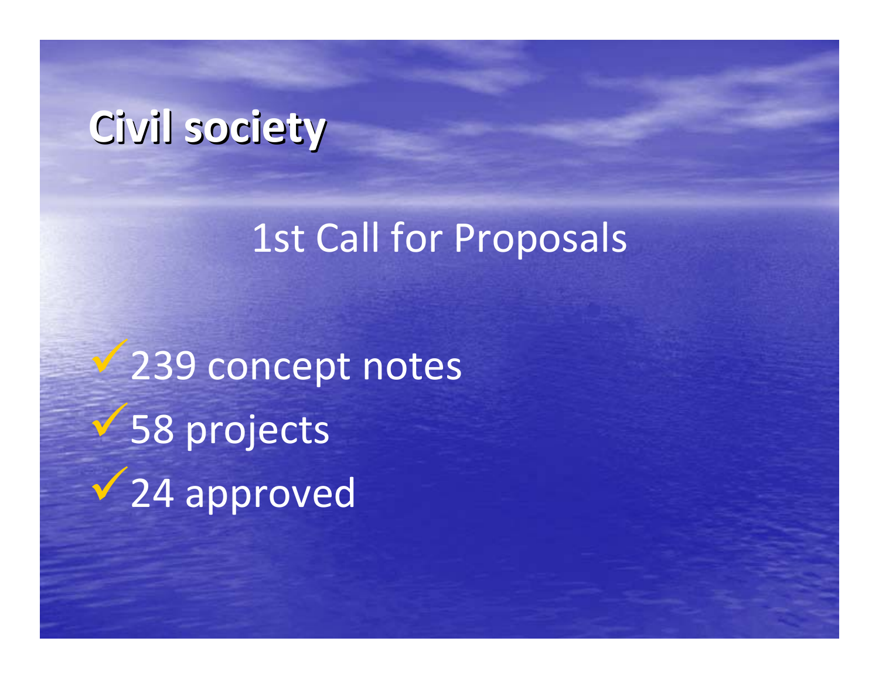# Civil society

## 1st Call for Proposals

- 239 concept notes
- 58 projects
- 24 approved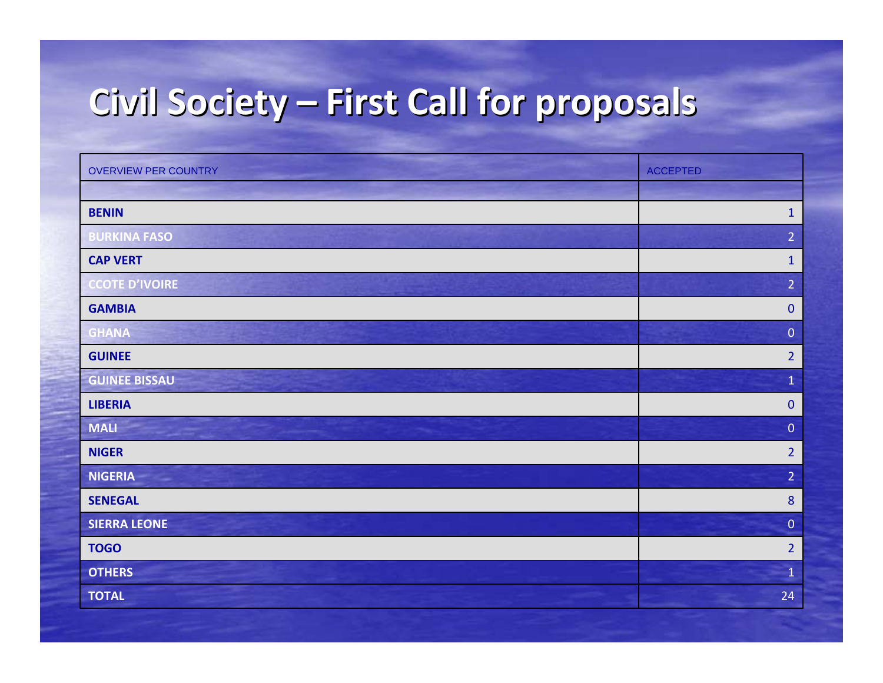# Civil Society – First Call for proposals

| OVERVIEW PER COUNTRY | ACCEPTED |
| --- | --- |
| | |
| **BENIN** | 1 |
| **BURKINA FASO** | 2 |
| **CAP VERT** | 1 |
| **CCOTE D'IVOIRE** | 2 |
| **GAMBIA** | 0 |
| **GHANA** | 0 |
| **GUINEE** | 2 |
| **GUINEE BISSAU** | 1 |
| **LIBERIA** | 0 |
| **MALI** | 0 |
| **NIGER** | 2 |
| **NIGERIA** | 2 |
| **SENEGAL** | 8 |
| **SIERRA LEONE** | 0 |
| **TOGO** | 2 |
| **OTHERS** | 1 |
| **TOTAL** | 24 |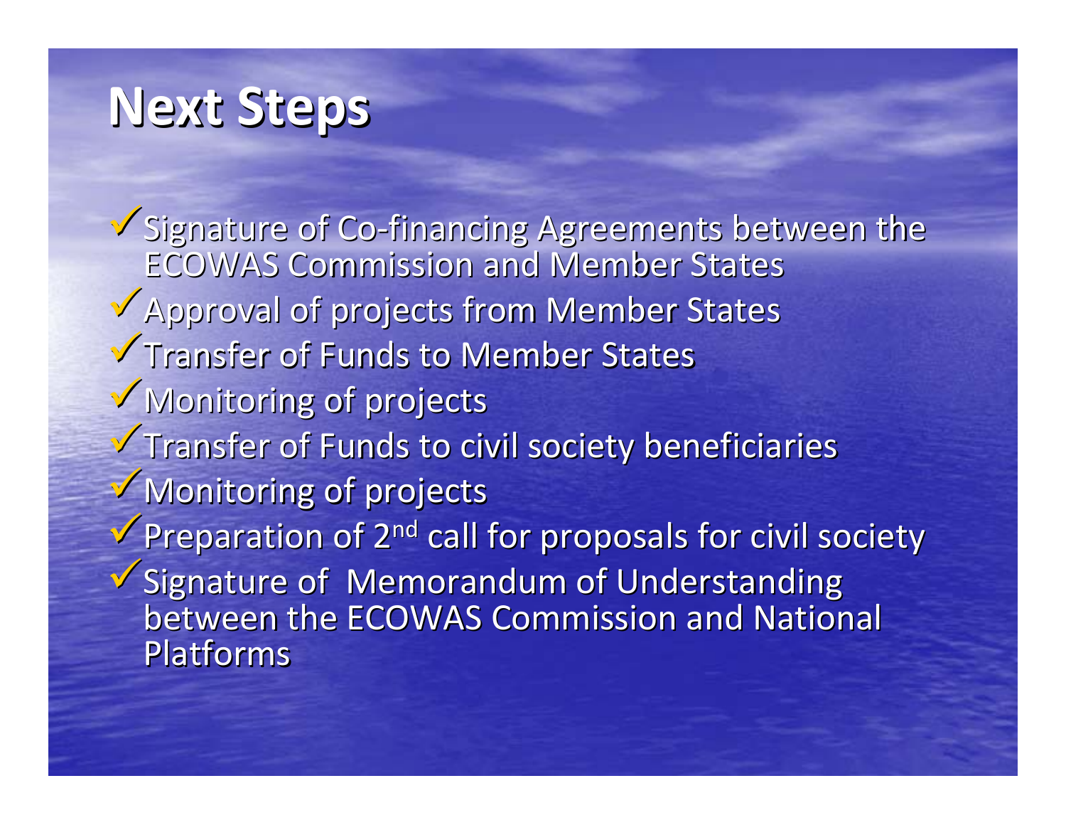# Next Steps

- ✓ Signature of Co-financing Agreements between the ECOWAS Commission and Member States
- ✓ Approval of projects from Member States
- ✓ Transfer of Funds to Member States
- ✓ Monitoring of projects
- ✓ Transfer of Funds to civil society beneficiaries
- ✓ Monitoring of projects
- ✓ Preparation of 2nd call for proposals for civil society
- ✓ Signature of Memorandum of Understanding between the ECOWAS Commission and National Platforms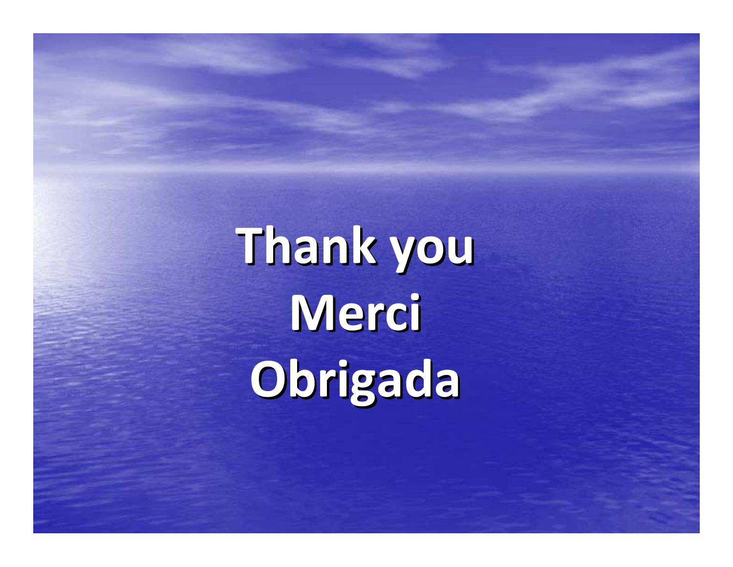**Thank you**

**Merci**

**Obrigada**